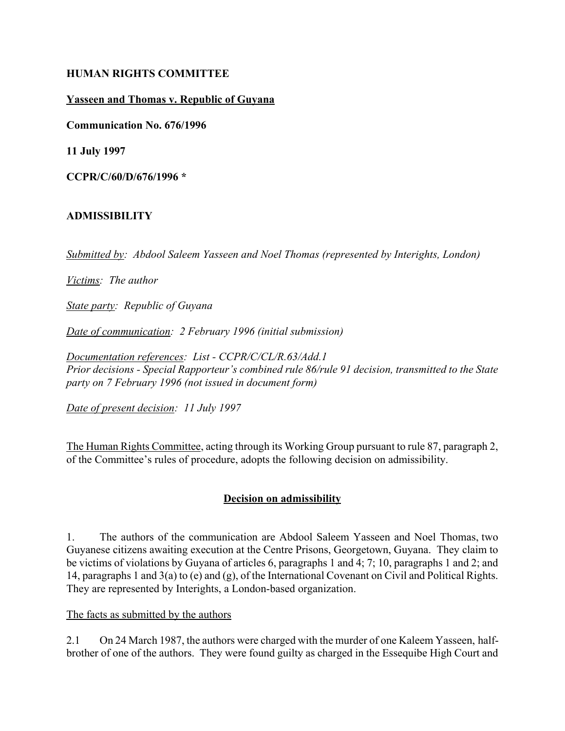**HUMAN RIGHTS COMMITTEE**

**Yasseen and Thomas v. Republic of Guyana**

**Communication No. 676/1996**

**11 July 1997**

**CCPR/C/60/D/676/1996 \***

**ADMISSIBILITY**

*Submitted by: Abdool Saleem Yasseen and Noel Thomas (represented by Interights, London)*

*Victims: The author*

*State party: Republic of Guyana*

*Date of communication: 2 February 1996 (initial submission)*

*Documentation references: List - CCPR/C/CL/R.63/Add.1*
*Prior decisions - Special Rapporteur's combined rule 86/rule 91 decision, transmitted to the State party on 7 February 1996 (not issued in document form)*

*Date of present decision: 11 July 1997*

The Human Rights Committee, acting through its Working Group pursuant to rule 87, paragraph 2, of the Committee's rules of procedure, adopts the following decision on admissibility.

**Decision on admissibility**

1. The authors of the communication are Abdool Saleem Yasseen and Noel Thomas, two Guyanese citizens awaiting execution at the Centre Prisons, Georgetown, Guyana. They claim to be victims of violations by Guyana of articles 6, paragraphs 1 and 4; 7; 10, paragraphs 1 and 2; and 14, paragraphs 1 and 3(a) to (e) and (g), of the International Covenant on Civil and Political Rights. They are represented by Interights, a London-based organization.

The facts as submitted by the authors

2.1 On 24 March 1987, the authors were charged with the murder of one Kaleem Yasseen, half-brother of one of the authors. They were found guilty as charged in the Essequibe High Court and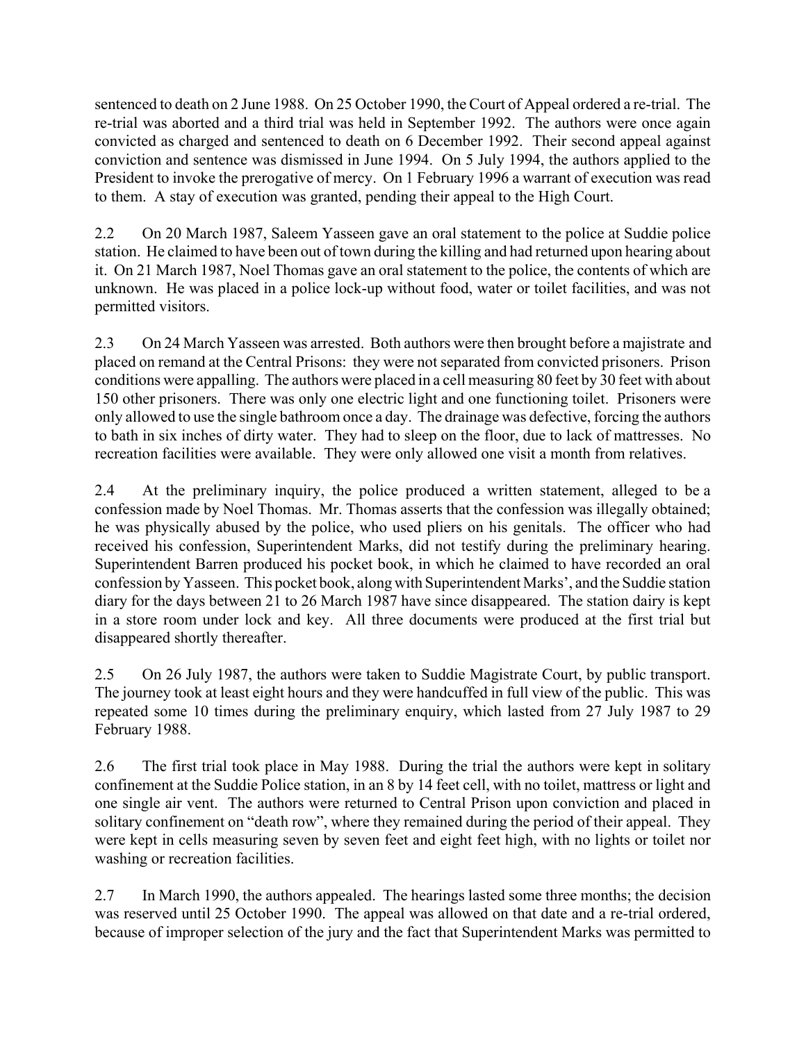sentenced to death on 2 June 1988. On 25 October 1990, the Court of Appeal ordered a re-trial. The re-trial was aborted and a third trial was held in September 1992. The authors were once again convicted as charged and sentenced to death on 6 December 1992. Their second appeal against conviction and sentence was dismissed in June 1994. On 5 July 1994, the authors applied to the President to invoke the prerogative of mercy. On 1 February 1996 a warrant of execution was read to them. A stay of execution was granted, pending their appeal to the High Court.

2.2 On 20 March 1987, Saleem Yasseen gave an oral statement to the police at Suddie police station. He claimed to have been out of town during the killing and had returned upon hearing about it. On 21 March 1987, Noel Thomas gave an oral statement to the police, the contents of which are unknown. He was placed in a police lock-up without food, water or toilet facilities, and was not permitted visitors.

2.3 On 24 March Yasseen was arrested. Both authors were then brought before a majistrate and placed on remand at the Central Prisons: they were not separated from convicted prisoners. Prison conditions were appalling. The authors were placed in a cell measuring 80 feet by 30 feet with about 150 other prisoners. There was only one electric light and one functioning toilet. Prisoners were only allowed to use the single bathroom once a day. The drainage was defective, forcing the authors to bath in six inches of dirty water. They had to sleep on the floor, due to lack of mattresses. No recreation facilities were available. They were only allowed one visit a month from relatives.

2.4 At the preliminary inquiry, the police produced a written statement, alleged to be a confession made by Noel Thomas. Mr. Thomas asserts that the confession was illegally obtained; he was physically abused by the police, who used pliers on his genitals. The officer who had received his confession, Superintendent Marks, did not testify during the preliminary hearing. Superintendent Barren produced his pocket book, in which he claimed to have recorded an oral confession by Yasseen. This pocket book, along with Superintendent Marks', and the Suddie station diary for the days between 21 to 26 March 1987 have since disappeared. The station dairy is kept in a store room under lock and key. All three documents were produced at the first trial but disappeared shortly thereafter.

2.5 On 26 July 1987, the authors were taken to Suddie Magistrate Court, by public transport. The journey took at least eight hours and they were handcuffed in full view of the public. This was repeated some 10 times during the preliminary enquiry, which lasted from 27 July 1987 to 29 February 1988.

2.6 The first trial took place in May 1988. During the trial the authors were kept in solitary confinement at the Suddie Police station, in an 8 by 14 feet cell, with no toilet, mattress or light and one single air vent. The authors were returned to Central Prison upon conviction and placed in solitary confinement on "death row", where they remained during the period of their appeal. They were kept in cells measuring seven by seven feet and eight feet high, with no lights or toilet nor washing or recreation facilities.

2.7 In March 1990, the authors appealed. The hearings lasted some three months; the decision was reserved until 25 October 1990. The appeal was allowed on that date and a re-trial ordered, because of improper selection of the jury and the fact that Superintendent Marks was permitted to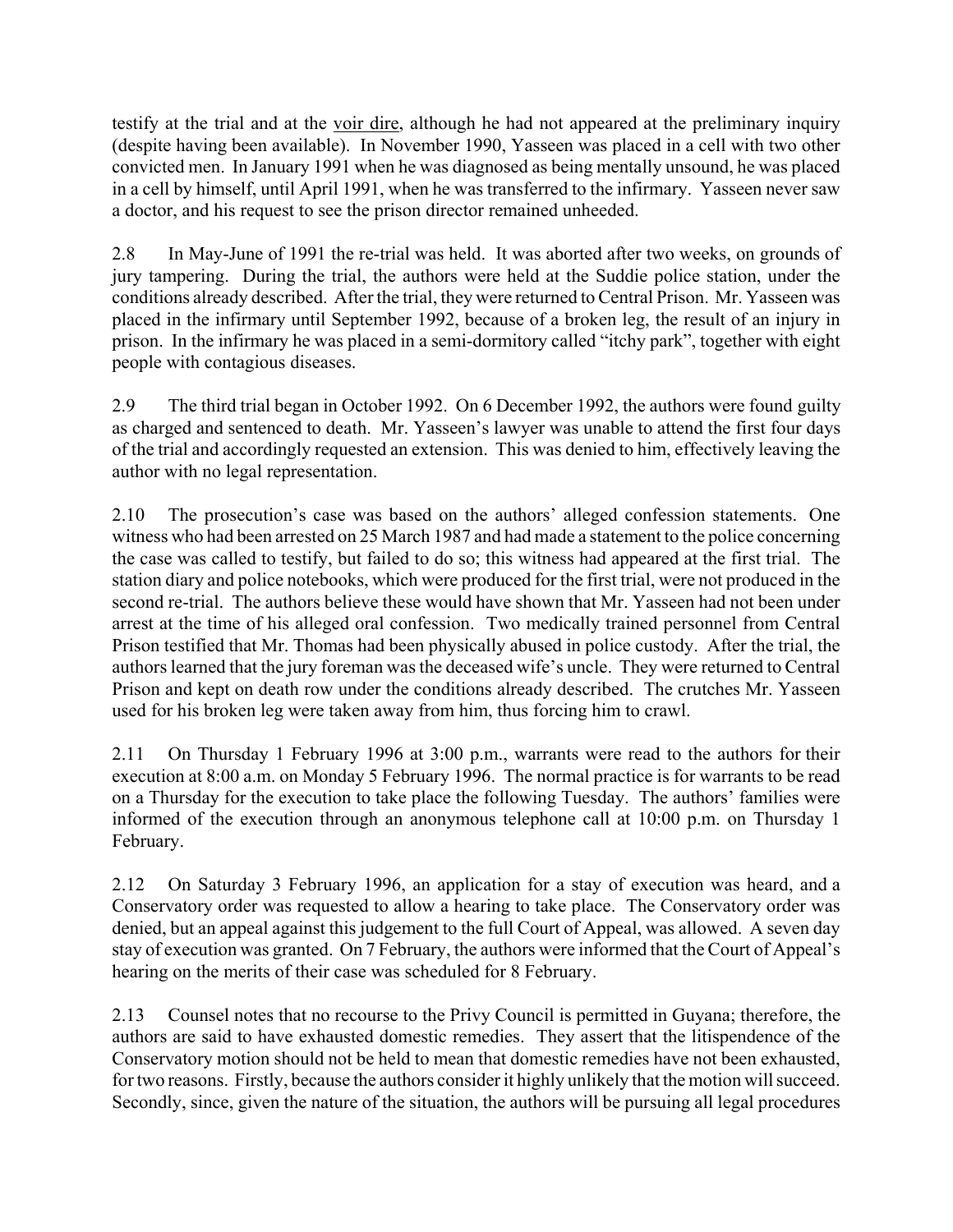testify at the trial and at the voir dire, although he had not appeared at the preliminary inquiry (despite having been available). In November 1990, Yasseen was placed in a cell with two other convicted men. In January 1991 when he was diagnosed as being mentally unsound, he was placed in a cell by himself, until April 1991, when he was transferred to the infirmary. Yasseen never saw a doctor, and his request to see the prison director remained unheeded.

2.8 In May-June of 1991 the re-trial was held. It was aborted after two weeks, on grounds of jury tampering. During the trial, the authors were held at the Suddie police station, under the conditions already described. After the trial, they were returned to Central Prison. Mr. Yasseen was placed in the infirmary until September 1992, because of a broken leg, the result of an injury in prison. In the infirmary he was placed in a semi-dormitory called "itchy park", together with eight people with contagious diseases.

2.9 The third trial began in October 1992. On 6 December 1992, the authors were found guilty as charged and sentenced to death. Mr. Yasseen's lawyer was unable to attend the first four days of the trial and accordingly requested an extension. This was denied to him, effectively leaving the author with no legal representation.

2.10 The prosecution's case was based on the authors' alleged confession statements. One witness who had been arrested on 25 March 1987 and had made a statement to the police concerning the case was called to testify, but failed to do so; this witness had appeared at the first trial. The station diary and police notebooks, which were produced for the first trial, were not produced in the second re-trial. The authors believe these would have shown that Mr. Yasseen had not been under arrest at the time of his alleged oral confession. Two medically trained personnel from Central Prison testified that Mr. Thomas had been physically abused in police custody. After the trial, the authors learned that the jury foreman was the deceased wife's uncle. They were returned to Central Prison and kept on death row under the conditions already described. The crutches Mr. Yasseen used for his broken leg were taken away from him, thus forcing him to crawl.

2.11 On Thursday 1 February 1996 at 3:00 p.m., warrants were read to the authors for their execution at 8:00 a.m. on Monday 5 February 1996. The normal practice is for warrants to be read on a Thursday for the execution to take place the following Tuesday. The authors' families were informed of the execution through an anonymous telephone call at 10:00 p.m. on Thursday 1 February.

2.12 On Saturday 3 February 1996, an application for a stay of execution was heard, and a Conservatory order was requested to allow a hearing to take place. The Conservatory order was denied, but an appeal against this judgement to the full Court of Appeal, was allowed. A seven day stay of execution was granted. On 7 February, the authors were informed that the Court of Appeal's hearing on the merits of their case was scheduled for 8 February.

2.13 Counsel notes that no recourse to the Privy Council is permitted in Guyana; therefore, the authors are said to have exhausted domestic remedies. They assert that the litispendence of the Conservatory motion should not be held to mean that domestic remedies have not been exhausted, for two reasons. Firstly, because the authors consider it highly unlikely that the motion will succeed. Secondly, since, given the nature of the situation, the authors will be pursuing all legal procedures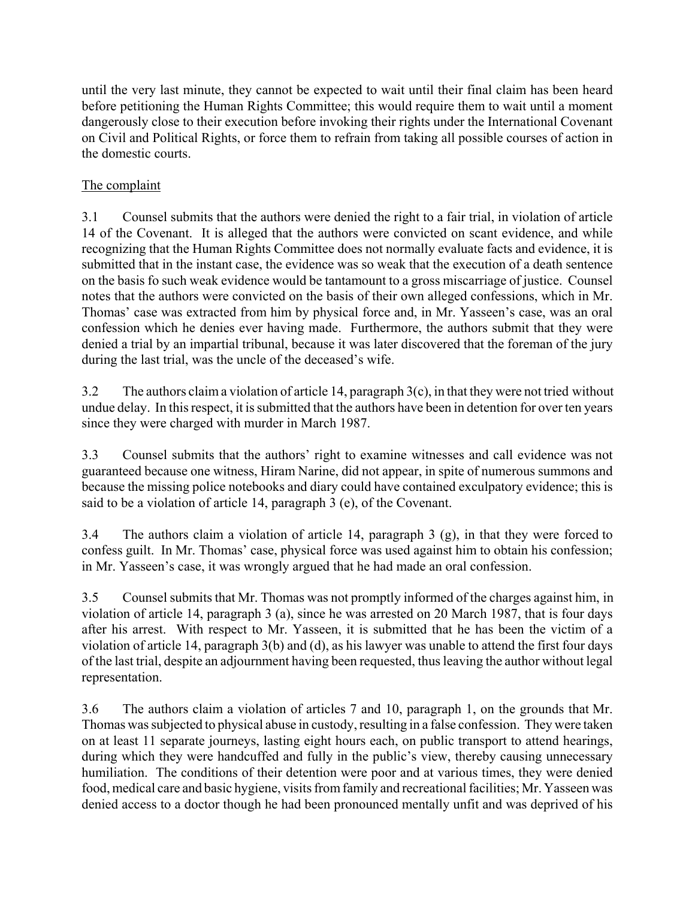until the very last minute, they cannot be expected to wait until their final claim has been heard before petitioning the Human Rights Committee; this would require them to wait until a moment dangerously close to their execution before invoking their rights under the International Covenant on Civil and Political Rights, or force them to refrain from taking all possible courses of action in the domestic courts.

<u>The complaint</u>

3.1 Counsel submits that the authors were denied the right to a fair trial, in violation of article 14 of the Covenant. It is alleged that the authors were convicted on scant evidence, and while recognizing that the Human Rights Committee does not normally evaluate facts and evidence, it is submitted that in the instant case, the evidence was so weak that the execution of a death sentence on the basis fo such weak evidence would be tantamount to a gross miscarriage of justice. Counsel notes that the authors were convicted on the basis of their own alleged confessions, which in Mr. Thomas' case was extracted from him by physical force and, in Mr. Yasseen's case, was an oral confession which he denies ever having made. Furthermore, the authors submit that they were denied a trial by an impartial tribunal, because it was later discovered that the foreman of the jury during the last trial, was the uncle of the deceased's wife.

3.2 The authors claim a violation of article 14, paragraph 3(c), in that they were not tried without undue delay. In this respect, it is submitted that the authors have been in detention for over ten years since they were charged with murder in March 1987.

3.3 Counsel submits that the authors' right to examine witnesses and call evidence was not guaranteed because one witness, Hiram Narine, did not appear, in spite of numerous summons and because the missing police notebooks and diary could have contained exculpatory evidence; this is said to be a violation of article 14, paragraph 3 (e), of the Covenant.

3.4 The authors claim a violation of article 14, paragraph 3 (g), in that they were forced to confess guilt. In Mr. Thomas' case, physical force was used against him to obtain his confession; in Mr. Yasseen's case, it was wrongly argued that he had made an oral confession.

3.5 Counsel submits that Mr. Thomas was not promptly informed of the charges against him, in violation of article 14, paragraph 3 (a), since he was arrested on 20 March 1987, that is four days after his arrest. With respect to Mr. Yasseen, it is submitted that he has been the victim of a violation of article 14, paragraph 3(b) and (d), as his lawyer was unable to attend the first four days of the last trial, despite an adjournment having been requested, thus leaving the author without legal representation.

3.6 The authors claim a violation of articles 7 and 10, paragraph 1, on the grounds that Mr. Thomas was subjected to physical abuse in custody, resulting in a false confession. They were taken on at least 11 separate journeys, lasting eight hours each, on public transport to attend hearings, during which they were handcuffed and fully in the public's view, thereby causing unnecessary humiliation. The conditions of their detention were poor and at various times, they were denied food, medical care and basic hygiene, visits from family and recreational facilities; Mr. Yasseen was denied access to a doctor though he had been pronounced mentally unfit and was deprived of his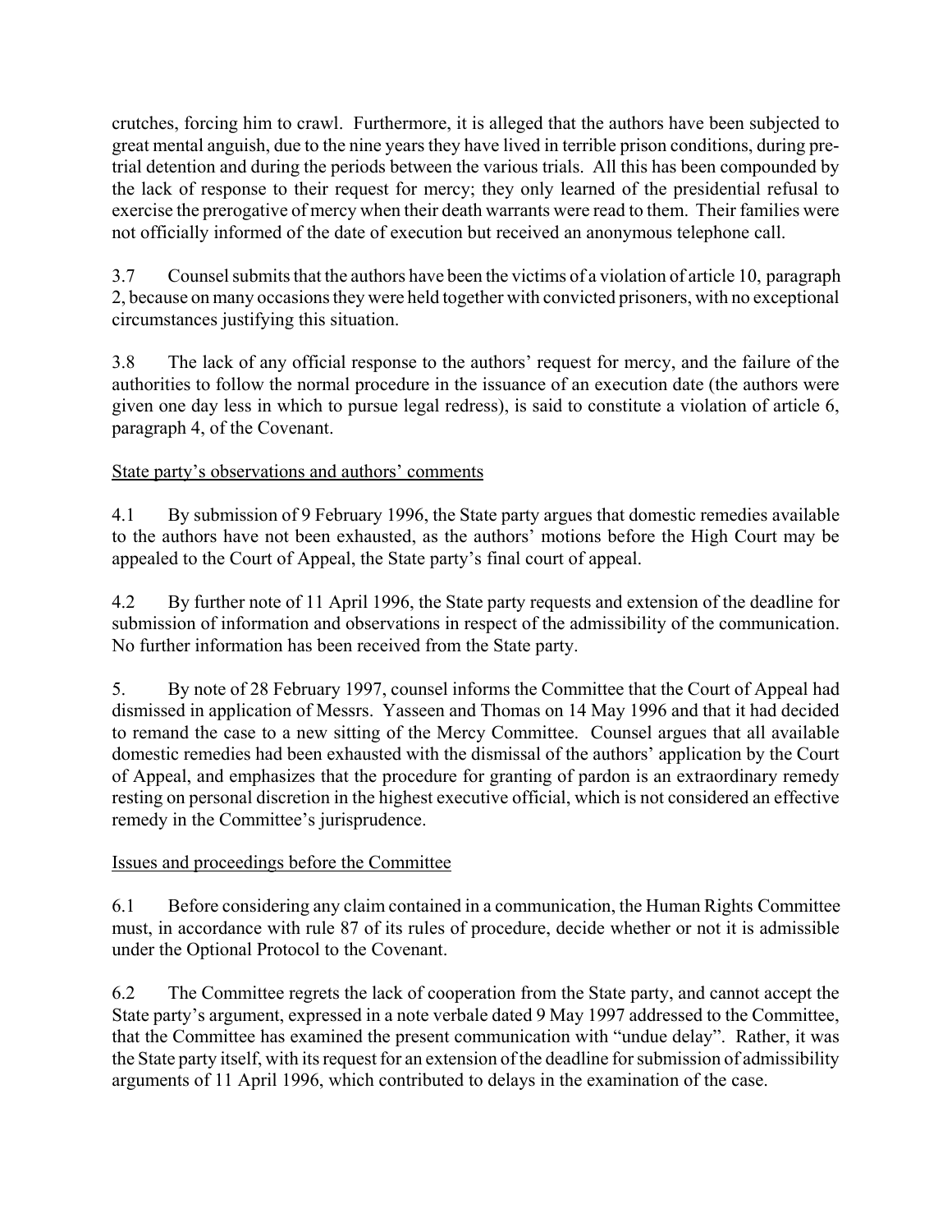crutches, forcing him to crawl. Furthermore, it is alleged that the authors have been subjected to great mental anguish, due to the nine years they have lived in terrible prison conditions, during pre-trial detention and during the periods between the various trials. All this has been compounded by the lack of response to their request for mercy; they only learned of the presidential refusal to exercise the prerogative of mercy when their death warrants were read to them. Their families were not officially informed of the date of execution but received an anonymous telephone call.

3.7 Counsel submits that the authors have been the victims of a violation of article 10, paragraph 2, because on many occasions they were held together with convicted prisoners, with no exceptional circumstances justifying this situation.

3.8 The lack of any official response to the authors' request for mercy, and the failure of the authorities to follow the normal procedure in the issuance of an execution date (the authors were given one day less in which to pursue legal redress), is said to constitute a violation of article 6, paragraph 4, of the Covenant.

State party's observations and authors' comments

4.1 By submission of 9 February 1996, the State party argues that domestic remedies available to the authors have not been exhausted, as the authors' motions before the High Court may be appealed to the Court of Appeal, the State party's final court of appeal.

4.2 By further note of 11 April 1996, the State party requests and extension of the deadline for submission of information and observations in respect of the admissibility of the communication. No further information has been received from the State party.

5. By note of 28 February 1997, counsel informs the Committee that the Court of Appeal had dismissed in application of Messrs. Yasseen and Thomas on 14 May 1996 and that it had decided to remand the case to a new sitting of the Mercy Committee. Counsel argues that all available domestic remedies had been exhausted with the dismissal of the authors' application by the Court of Appeal, and emphasizes that the procedure for granting of pardon is an extraordinary remedy resting on personal discretion in the highest executive official, which is not considered an effective remedy in the Committee's jurisprudence.

Issues and proceedings before the Committee

6.1 Before considering any claim contained in a communication, the Human Rights Committee must, in accordance with rule 87 of its rules of procedure, decide whether or not it is admissible under the Optional Protocol to the Covenant.

6.2 The Committee regrets the lack of cooperation from the State party, and cannot accept the State party's argument, expressed in a note verbale dated 9 May 1997 addressed to the Committee, that the Committee has examined the present communication with "undue delay". Rather, it was the State party itself, with its request for an extension of the deadline for submission of admissibility arguments of 11 April 1996, which contributed to delays in the examination of the case.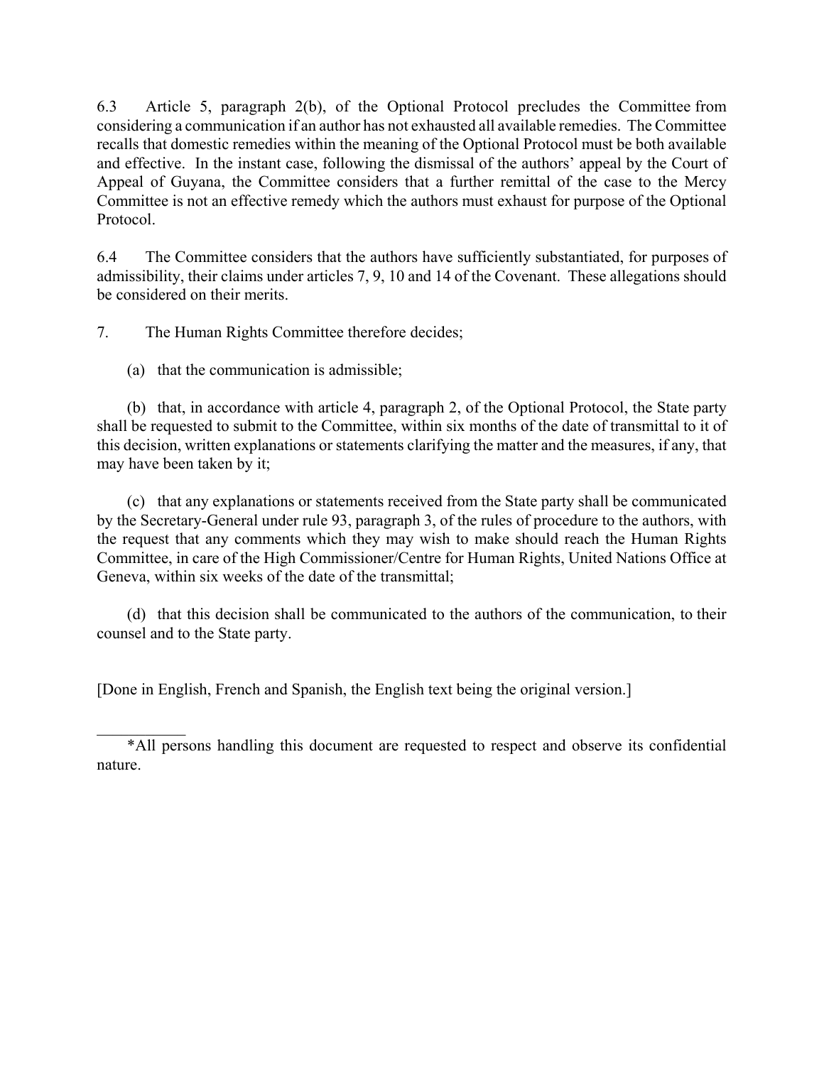6.3 Article 5, paragraph 2(b), of the Optional Protocol precludes the Committee from considering a communication if an author has not exhausted all available remedies. The Committee recalls that domestic remedies within the meaning of the Optional Protocol must be both available and effective. In the instant case, following the dismissal of the authors' appeal by the Court of Appeal of Guyana, the Committee considers that a further remittal of the case to the Mercy Committee is not an effective remedy which the authors must exhaust for purpose of the Optional Protocol.

6.4 The Committee considers that the authors have sufficiently substantiated, for purposes of admissibility, their claims under articles 7, 9, 10 and 14 of the Covenant. These allegations should be considered on their merits.

7. The Human Rights Committee therefore decides;

(a) that the communication is admissible;

(b) that, in accordance with article 4, paragraph 2, of the Optional Protocol, the State party shall be requested to submit to the Committee, within six months of the date of transmittal to it of this decision, written explanations or statements clarifying the matter and the measures, if any, that may have been taken by it;

(c) that any explanations or statements received from the State party shall be communicated by the Secretary-General under rule 93, paragraph 3, of the rules of procedure to the authors, with the request that any comments which they may wish to make should reach the Human Rights Committee, in care of the High Commissioner/Centre for Human Rights, United Nations Office at Geneva, within six weeks of the date of the transmittal;

(d) that this decision shall be communicated to the authors of the communication, to their counsel and to the State party.

[Done in English, French and Spanish, the English text being the original version.]

---

*All persons handling this document are requested to respect and observe its confidential nature.